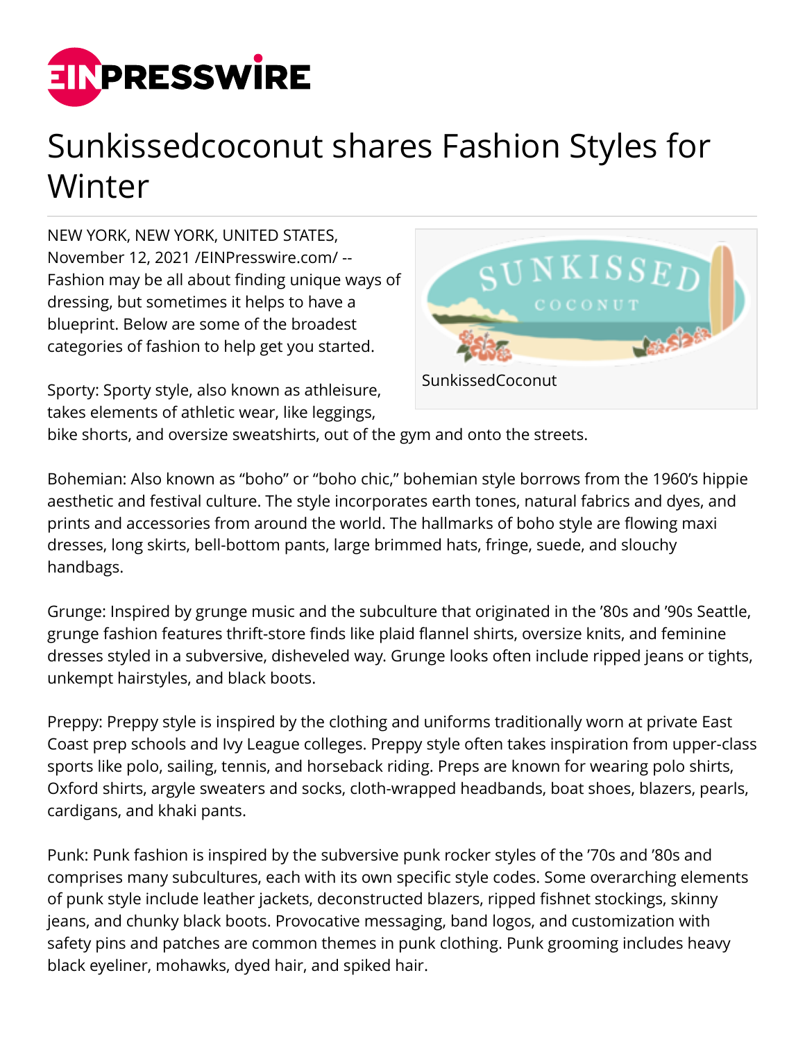# Sunkissedcoconut shares Fashion Styles for Winter

NEW YORK, NEW YORK, UNITED STATES, November 12, 2021 /EINPresswire.com/ -- Fashion may be all about finding unique ways of dressing, but sometimes it helps to have a blueprint. Below are some of the broadest categories of fashion to help get you started.

SunkissedCoconut

Sporty: Sporty style, also known as athleisure, takes elements of athletic wear, like leggings, bike shorts, and oversize sweatshirts, out of the gym and onto the streets.

Bohemian: Also known as "boho" or "boho chic," bohemian style borrows from the 1960's hippie aesthetic and festival culture. The style incorporates earth tones, natural fabrics and dyes, and prints and accessories from around the world. The hallmarks of boho style are flowing maxi dresses, long skirts, bell-bottom pants, large brimmed hats, fringe, suede, and slouchy handbags.

Grunge: Inspired by grunge music and the subculture that originated in the '80s and '90s Seattle, grunge fashion features thrift-store finds like plaid flannel shirts, oversize knits, and feminine dresses styled in a subversive, disheveled way. Grunge looks often include ripped jeans or tights, unkempt hairstyles, and black boots.

Preppy: Preppy style is inspired by the clothing and uniforms traditionally worn at private East Coast prep schools and Ivy League colleges. Preppy style often takes inspiration from upper-class sports like polo, sailing, tennis, and horseback riding. Preps are known for wearing polo shirts, Oxford shirts, argyle sweaters and socks, cloth-wrapped headbands, boat shoes, blazers, pearls, cardigans, and khaki pants.

Punk: Punk fashion is inspired by the subversive punk rocker styles of the '70s and '80s and comprises many subcultures, each with its own specific style codes. Some overarching elements of punk style include leather jackets, deconstructed blazers, ripped fishnet stockings, skinny jeans, and chunky black boots. Provocative messaging, band logos, and customization with safety pins and patches are common themes in punk clothing. Punk grooming includes heavy black eyeliner, mohawks, dyed hair, and spiked hair.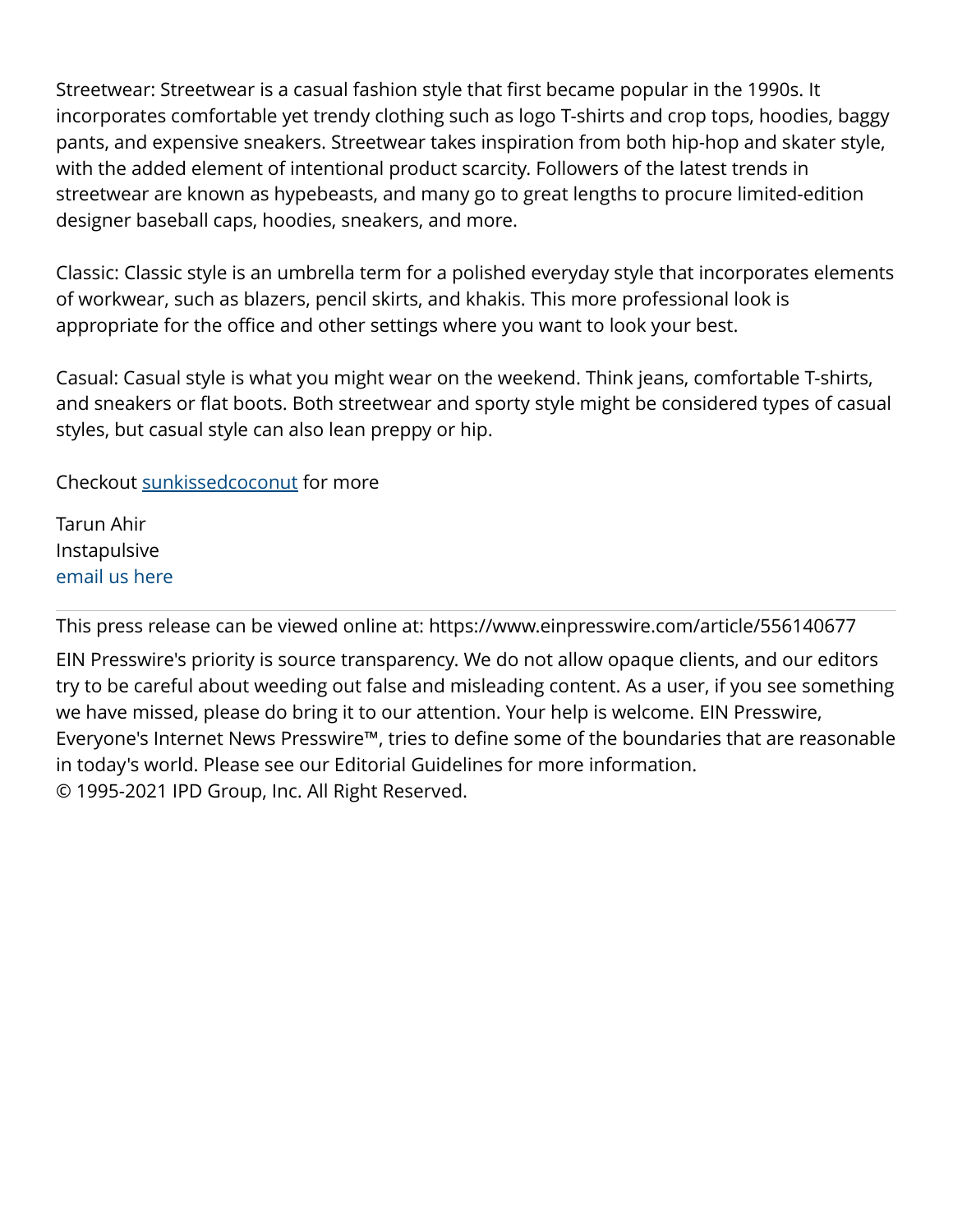Streetwear: Streetwear is a casual fashion style that first became popular in the 1990s. It incorporates comfortable yet trendy clothing such as logo T-shirts and crop tops, hoodies, baggy pants, and expensive sneakers. Streetwear takes inspiration from both hip-hop and skater style, with the added element of intentional product scarcity. Followers of the latest trends in streetwear are known as hypebeasts, and many go to great lengths to procure limited-edition designer baseball caps, hoodies, sneakers, and more.

Classic: Classic style is an umbrella term for a polished everyday style that incorporates elements of workwear, such as blazers, pencil skirts, and khakis. This more professional look is appropriate for the office and other settings where you want to look your best.

Casual: Casual style is what you might wear on the weekend. Think jeans, comfortable T-shirts, and sneakers or flat boots. Both streetwear and sporty style might be considered types of casual styles, but casual style can also lean preppy or hip.

Checkout sunkissedcoconut for more

Tarun Ahir
Instapulsive
email us here

---

This press release can be viewed online at: https://www.einpresswire.com/article/556140677

EIN Presswire's priority is source transparency. We do not allow opaque clients, and our editors try to be careful about weeding out false and misleading content. As a user, if you see something we have missed, please do bring it to our attention. Your help is welcome. EIN Presswire, Everyone's Internet News Presswire™, tries to define some of the boundaries that are reasonable in today's world. Please see our Editorial Guidelines for more information.
© 1995-2021 IPD Group, Inc. All Right Reserved.